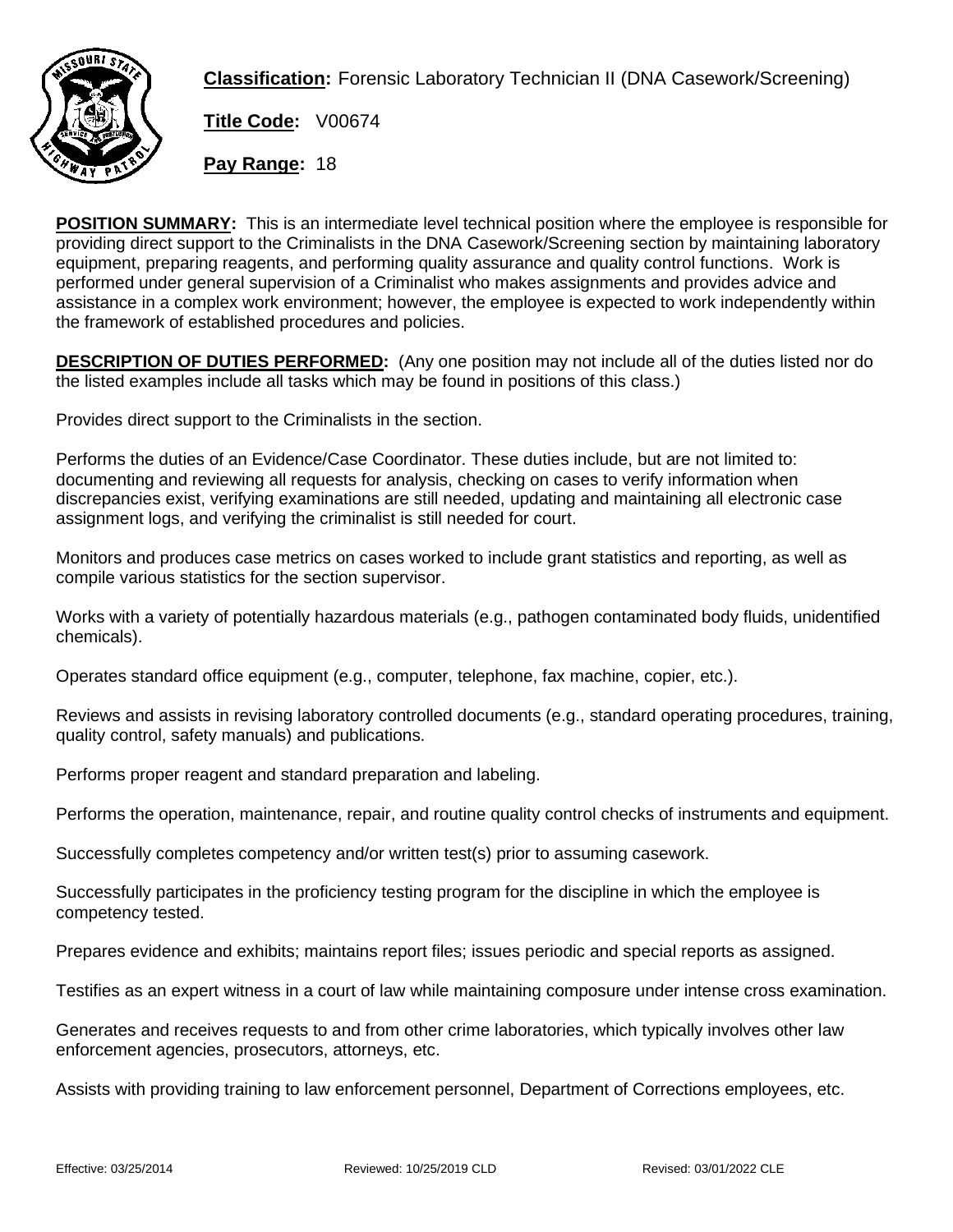**Classification:** Forensic Laboratory Technician II (DNA Casework/Screening)

**Title Code:** V00674

**Pay Range:** 18

**POSITION SUMMARY:** This is an intermediate level technical position where the employee is responsible for providing direct support to the Criminalists in the DNA Casework/Screening section by maintaining laboratory equipment, preparing reagents, and performing quality assurance and quality control functions. Work is performed under general supervision of a Criminalist who makes assignments and provides advice and assistance in a complex work environment; however, the employee is expected to work independently within the framework of established procedures and policies.

**DESCRIPTION OF DUTIES PERFORMED:** (Any one position may not include all of the duties listed nor do the listed examples include all tasks which may be found in positions of this class.)

Provides direct support to the Criminalists in the section.

Performs the duties of an Evidence/Case Coordinator. These duties include, but are not limited to: documenting and reviewing all requests for analysis, checking on cases to verify information when discrepancies exist, verifying examinations are still needed, updating and maintaining all electronic case assignment logs, and verifying the criminalist is still needed for court.

Monitors and produces case metrics on cases worked to include grant statistics and reporting, as well as compile various statistics for the section supervisor.

Works with a variety of potentially hazardous materials (e.g., pathogen contaminated body fluids, unidentified chemicals).

Operates standard office equipment (e.g., computer, telephone, fax machine, copier, etc.).

Reviews and assists in revising laboratory controlled documents (e.g., standard operating procedures, training, quality control, safety manuals) and publications.

Performs proper reagent and standard preparation and labeling.

Performs the operation, maintenance, repair, and routine quality control checks of instruments and equipment.

Successfully completes competency and/or written test(s) prior to assuming casework.

Successfully participates in the proficiency testing program for the discipline in which the employee is competency tested.

Prepares evidence and exhibits; maintains report files; issues periodic and special reports as assigned.

Testifies as an expert witness in a court of law while maintaining composure under intense cross examination.

Generates and receives requests to and from other crime laboratories, which typically involves other law enforcement agencies, prosecutors, attorneys, etc.

Assists with providing training to law enforcement personnel, Department of Corrections employees, etc.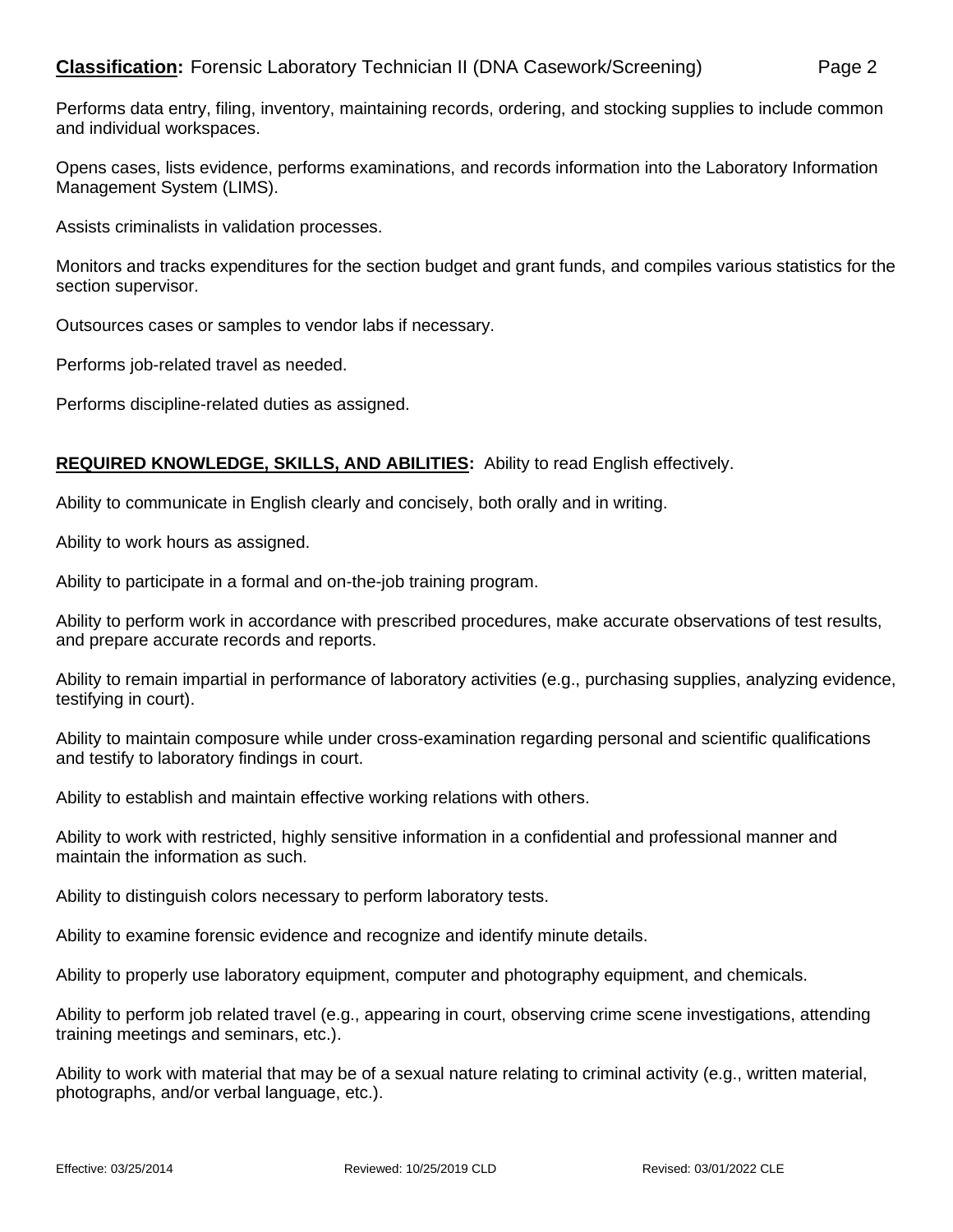Performs data entry, filing, inventory, maintaining records, ordering, and stocking supplies to include common and individual workspaces.

Opens cases, lists evidence, performs examinations, and records information into the Laboratory Information Management System (LIMS).

Assists criminalists in validation processes.

Monitors and tracks expenditures for the section budget and grant funds, and compiles various statistics for the section supervisor.

Outsources cases or samples to vendor labs if necessary.

Performs job-related travel as needed.

Performs discipline-related duties as assigned.

**REQUIRED KNOWLEDGE, SKILLS, AND ABILITIES:** Ability to read English effectively.

Ability to communicate in English clearly and concisely, both orally and in writing.

Ability to work hours as assigned.

Ability to participate in a formal and on-the-job training program.

Ability to perform work in accordance with prescribed procedures, make accurate observations of test results, and prepare accurate records and reports.

Ability to remain impartial in performance of laboratory activities (e.g., purchasing supplies, analyzing evidence, testifying in court).

Ability to maintain composure while under cross-examination regarding personal and scientific qualifications and testify to laboratory findings in court.

Ability to establish and maintain effective working relations with others.

Ability to work with restricted, highly sensitive information in a confidential and professional manner and maintain the information as such.

Ability to distinguish colors necessary to perform laboratory tests.

Ability to examine forensic evidence and recognize and identify minute details.

Ability to properly use laboratory equipment, computer and photography equipment, and chemicals.

Ability to perform job related travel (e.g., appearing in court, observing crime scene investigations, attending training meetings and seminars, etc.).

Ability to work with material that may be of a sexual nature relating to criminal activity (e.g., written material, photographs, and/or verbal language, etc.).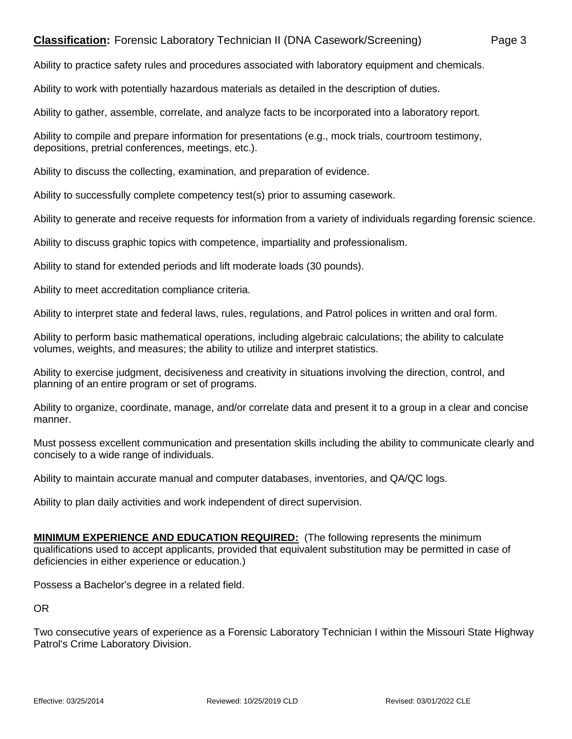Ability to practice safety rules and procedures associated with laboratory equipment and chemicals.

Ability to work with potentially hazardous materials as detailed in the description of duties.

Ability to gather, assemble, correlate, and analyze facts to be incorporated into a laboratory report.

Ability to compile and prepare information for presentations (e.g., mock trials, courtroom testimony, depositions, pretrial conferences, meetings, etc.).

Ability to discuss the collecting, examination, and preparation of evidence.

Ability to successfully complete competency test(s) prior to assuming casework.

Ability to generate and receive requests for information from a variety of individuals regarding forensic science.

Ability to discuss graphic topics with competence, impartiality and professionalism.

Ability to stand for extended periods and lift moderate loads (30 pounds).

Ability to meet accreditation compliance criteria.

Ability to interpret state and federal laws, rules, regulations, and Patrol polices in written and oral form.

Ability to perform basic mathematical operations, including algebraic calculations; the ability to calculate volumes, weights, and measures; the ability to utilize and interpret statistics.

Ability to exercise judgment, decisiveness and creativity in situations involving the direction, control, and planning of an entire program or set of programs.

Ability to organize, coordinate, manage, and/or correlate data and present it to a group in a clear and concise manner.

Must possess excellent communication and presentation skills including the ability to communicate clearly and concisely to a wide range of individuals.

Ability to maintain accurate manual and computer databases, inventories, and QA/QC logs.

Ability to plan daily activities and work independent of direct supervision.

**MINIMUM EXPERIENCE AND EDUCATION REQUIRED:** (The following represents the minimum qualifications used to accept applicants, provided that equivalent substitution may be permitted in case of deficiencies in either experience or education.)

Possess a Bachelor's degree in a related field.

OR

Two consecutive years of experience as a Forensic Laboratory Technician I within the Missouri State Highway Patrol's Crime Laboratory Division.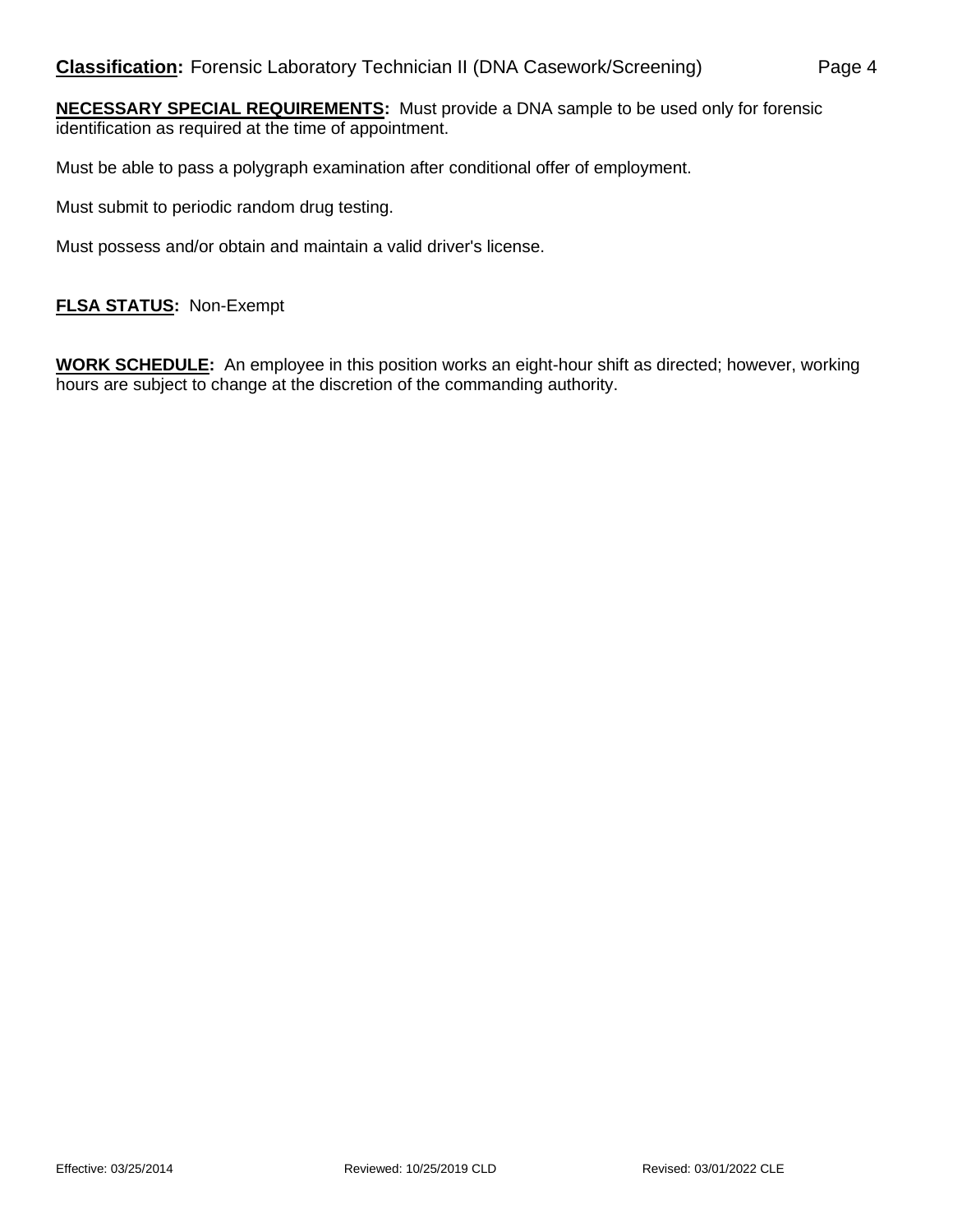**NECESSARY SPECIAL REQUIREMENTS:** Must provide a DNA sample to be used only for forensic identification as required at the time of appointment.

Must be able to pass a polygraph examination after conditional offer of employment.

Must submit to periodic random drug testing.

Must possess and/or obtain and maintain a valid driver's license.

**FLSA STATUS:** Non-Exempt

**WORK SCHEDULE:** An employee in this position works an eight-hour shift as directed; however, working hours are subject to change at the discretion of the commanding authority.

Effective: 03/25/2014 Reviewed: 10/25/2019 CLD Revised: 03/01/2022 CLE